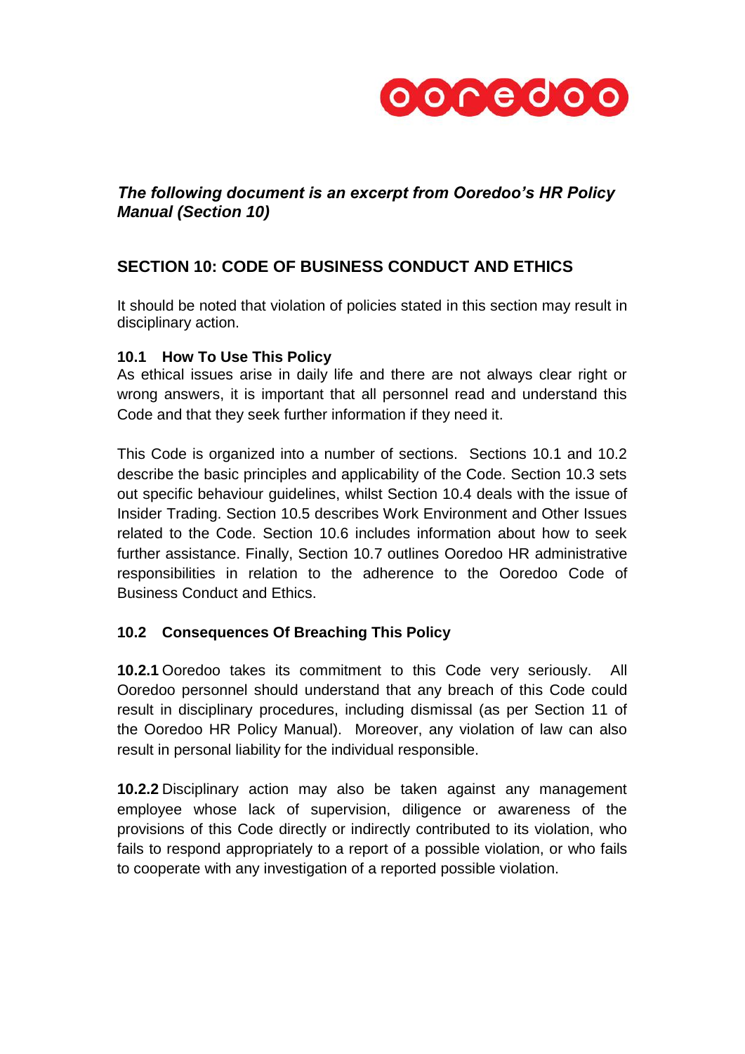*The following document is an excerpt from Ooredoo's HR Policy Manual (Section 10)*

## SECTION 10: CODE OF BUSINESS CONDUCT AND ETHICS

It should be noted that violation of policies stated in this section may result in disciplinary action.

### 10.1 How To Use This Policy

As ethical issues arise in daily life and there are not always clear right or wrong answers, it is important that all personnel read and understand this Code and that they seek further information if they need it.

This Code is organized into a number of sections. Sections 10.1 and 10.2 describe the basic principles and applicability of the Code. Section 10.3 sets out specific behaviour guidelines, whilst Section 10.4 deals with the issue of Insider Trading. Section 10.5 describes Work Environment and Other Issues related to the Code. Section 10.6 includes information about how to seek further assistance. Finally, Section 10.7 outlines Ooredoo HR administrative responsibilities in relation to the adherence to the Ooredoo Code of Business Conduct and Ethics.

### 10.2 Consequences Of Breaching This Policy

**10.2.1** Ooredoo takes its commitment to this Code very seriously. All Ooredoo personnel should understand that any breach of this Code could result in disciplinary procedures, including dismissal (as per Section 11 of the Ooredoo HR Policy Manual). Moreover, any violation of law can also result in personal liability for the individual responsible.

**10.2.2** Disciplinary action may also be taken against any management employee whose lack of supervision, diligence or awareness of the provisions of this Code directly or indirectly contributed to its violation, who fails to respond appropriately to a report of a possible violation, or who fails to cooperate with any investigation of a reported possible violation.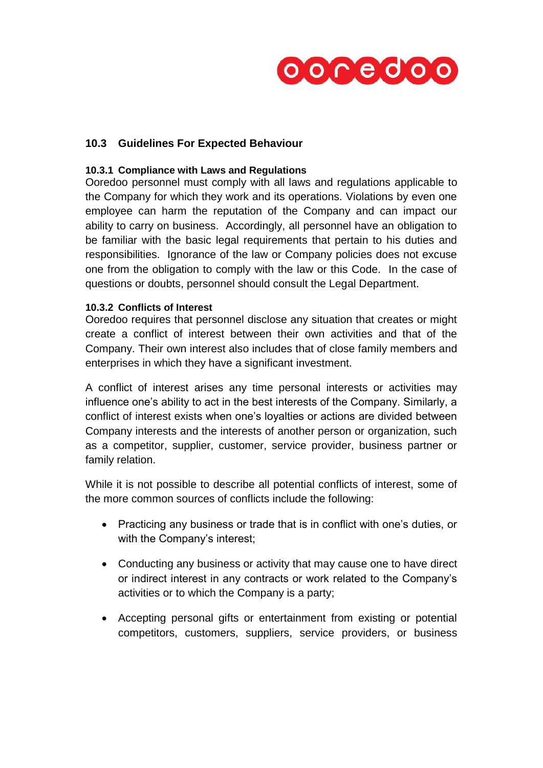## 10.3 Guidelines For Expected Behaviour

### 10.3.1 Compliance with Laws and Regulations

Ooredoo personnel must comply with all laws and regulations applicable to the Company for which they work and its operations. Violations by even one employee can harm the reputation of the Company and can impact our ability to carry on business. Accordingly, all personnel have an obligation to be familiar with the basic legal requirements that pertain to his duties and responsibilities. Ignorance of the law or Company policies does not excuse one from the obligation to comply with the law or this Code. In the case of questions or doubts, personnel should consult the Legal Department.

### 10.3.2 Conflicts of Interest

Ooredoo requires that personnel disclose any situation that creates or might create a conflict of interest between their own activities and that of the Company. Their own interest also includes that of close family members and enterprises in which they have a significant investment.

A conflict of interest arises any time personal interests or activities may influence one's ability to act in the best interests of the Company. Similarly, a conflict of interest exists when one's loyalties or actions are divided between Company interests and the interests of another person or organization, such as a competitor, supplier, customer, service provider, business partner or family relation.

While it is not possible to describe all potential conflicts of interest, some of the more common sources of conflicts include the following:

- Practicing any business or trade that is in conflict with one's duties, or with the Company's interest;
- Conducting any business or activity that may cause one to have direct or indirect interest in any contracts or work related to the Company's activities or to which the Company is a party;
- Accepting personal gifts or entertainment from existing or potential competitors, customers, suppliers, service providers, or business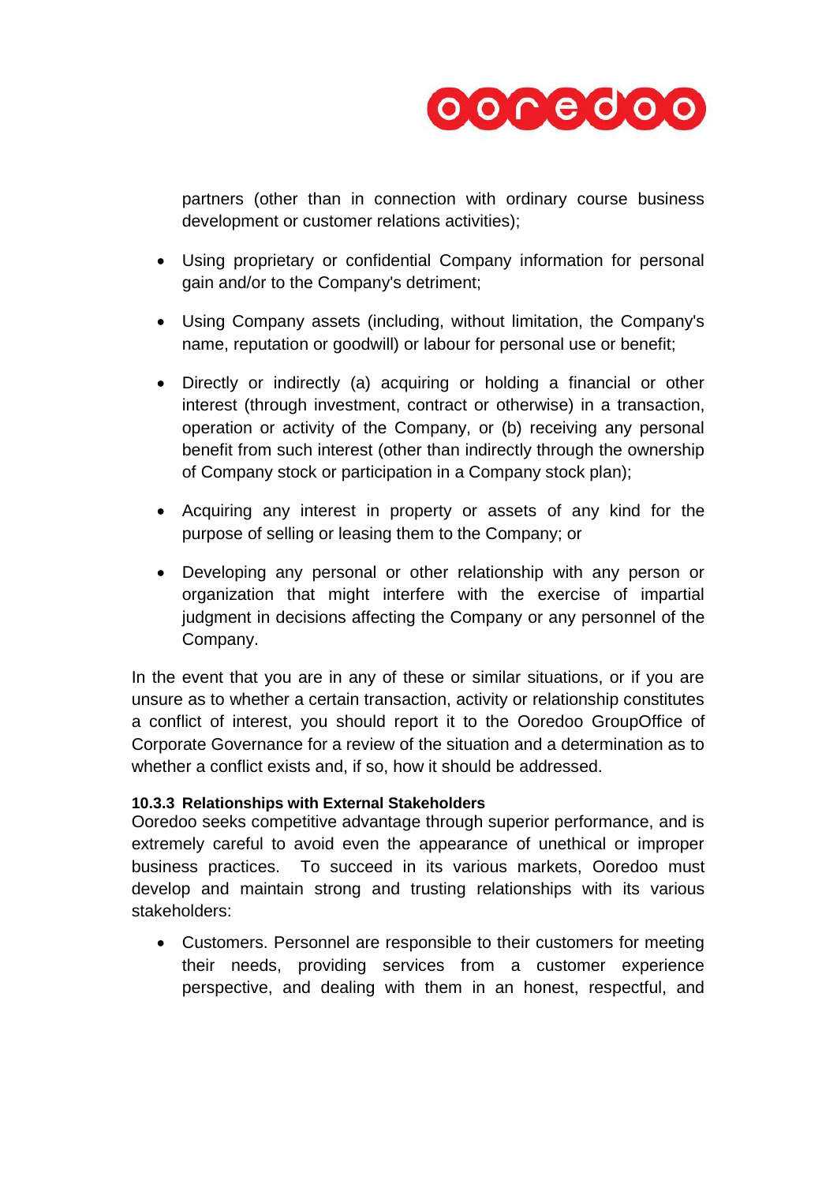partners (other than in connection with ordinary course business development or customer relations activities);

- Using proprietary or confidential Company information for personal gain and/or to the Company's detriment;
- Using Company assets (including, without limitation, the Company's name, reputation or goodwill) or labour for personal use or benefit;
- Directly or indirectly (a) acquiring or holding a financial or other interest (through investment, contract or otherwise) in a transaction, operation or activity of the Company, or (b) receiving any personal benefit from such interest (other than indirectly through the ownership of Company stock or participation in a Company stock plan);
- Acquiring any interest in property or assets of any kind for the purpose of selling or leasing them to the Company; or
- Developing any personal or other relationship with any person or organization that might interfere with the exercise of impartial judgment in decisions affecting the Company or any personnel of the Company.

In the event that you are in any of these or similar situations, or if you are unsure as to whether a certain transaction, activity or relationship constitutes a conflict of interest, you should report it to the Ooredoo GroupOffice of Corporate Governance for a review of the situation and a determination as to whether a conflict exists and, if so, how it should be addressed.

**10.3.3 Relationships with External Stakeholders**

Ooredoo seeks competitive advantage through superior performance, and is extremely careful to avoid even the appearance of unethical or improper business practices. To succeed in its various markets, Ooredoo must develop and maintain strong and trusting relationships with its various stakeholders:

- Customers. Personnel are responsible to their customers for meeting their needs, providing services from a customer experience perspective, and dealing with them in an honest, respectful, and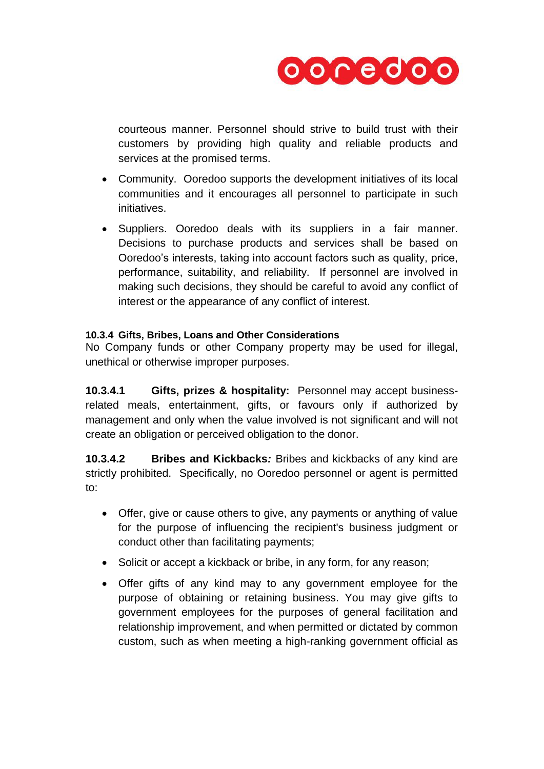courteous manner. Personnel should strive to build trust with their customers by providing high quality and reliable products and services at the promised terms.

- Community. Ooredoo supports the development initiatives of its local communities and it encourages all personnel to participate in such initiatives.
- Suppliers. Ooredoo deals with its suppliers in a fair manner. Decisions to purchase products and services shall be based on Ooredoo's interests, taking into account factors such as quality, price, performance, suitability, and reliability. If personnel are involved in making such decisions, they should be careful to avoid any conflict of interest or the appearance of any conflict of interest.

#### 10.3.4 Gifts, Bribes, Loans and Other Considerations

No Company funds or other Company property may be used for illegal, unethical or otherwise improper purposes.

**10.3.4.1 Gifts, prizes & hospitality:** Personnel may accept business-related meals, entertainment, gifts, or favours only if authorized by management and only when the value involved is not significant and will not create an obligation or perceived obligation to the donor.

**10.3.4.2 Bribes and Kickbacks*:*** Bribes and kickbacks of any kind are strictly prohibited. Specifically, no Ooredoo personnel or agent is permitted to:

- Offer, give or cause others to give, any payments or anything of value for the purpose of influencing the recipient's business judgment or conduct other than facilitating payments;
- Solicit or accept a kickback or bribe, in any form, for any reason;
- Offer gifts of any kind may to any government employee for the purpose of obtaining or retaining business. You may give gifts to government employees for the purposes of general facilitation and relationship improvement, and when permitted or dictated by common custom, such as when meeting a high-ranking government official as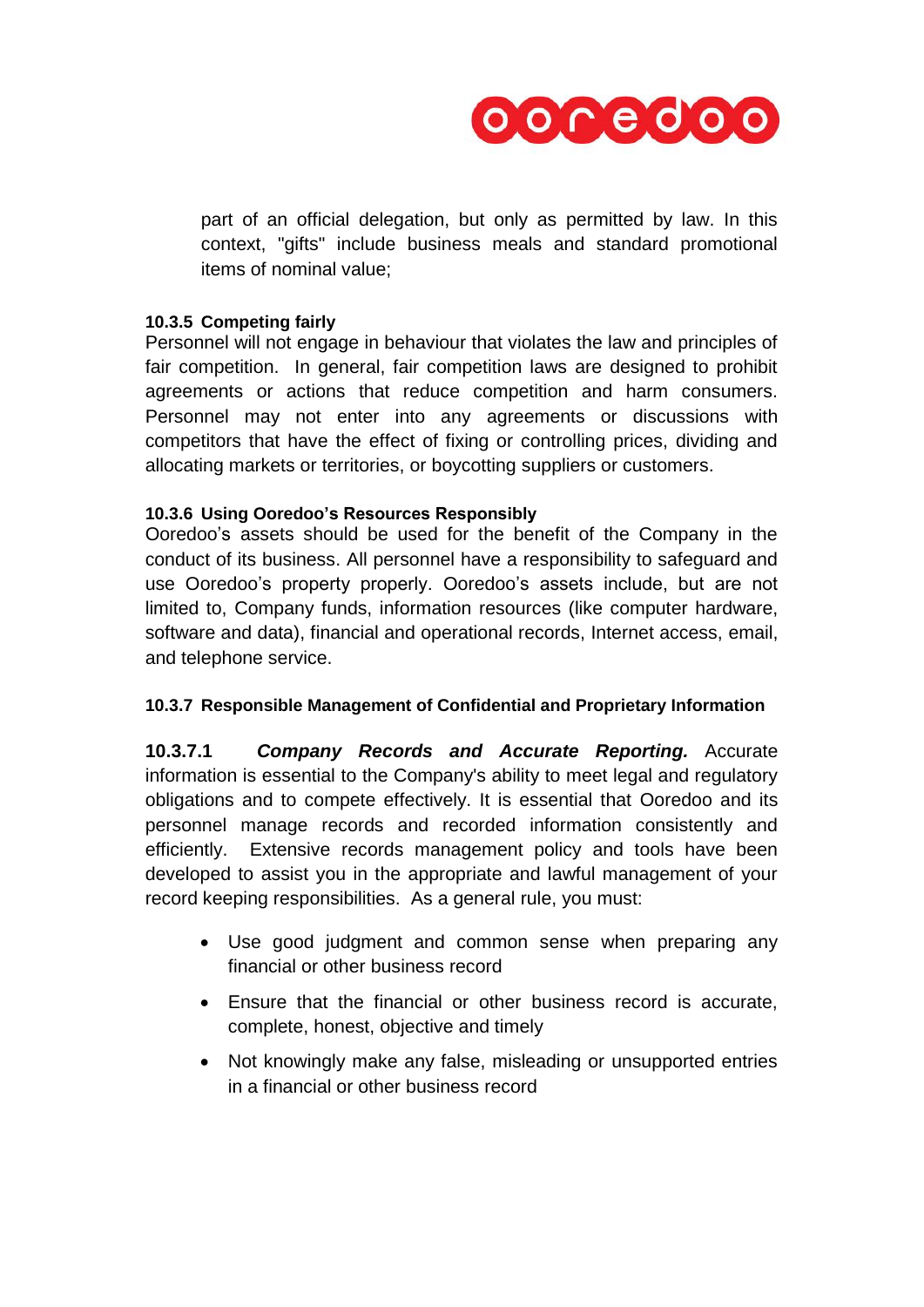part of an official delegation, but only as permitted by law. In this context, "gifts" include business meals and standard promotional items of nominal value;

#### 10.3.5 Competing fairly

Personnel will not engage in behaviour that violates the law and principles of fair competition. In general, fair competition laws are designed to prohibit agreements or actions that reduce competition and harm consumers. Personnel may not enter into any agreements or discussions with competitors that have the effect of fixing or controlling prices, dividing and allocating markets or territories, or boycotting suppliers or customers.

#### 10.3.6 Using Ooredoo's Resources Responsibly

Ooredoo's assets should be used for the benefit of the Company in the conduct of its business. All personnel have a responsibility to safeguard and use Ooredoo's property properly. Ooredoo's assets include, but are not limited to, Company funds, information resources (like computer hardware, software and data), financial and operational records, Internet access, email, and telephone service.

#### 10.3.7 Responsible Management of Confidential and Proprietary Information

**10.3.7.1** ***Company Records and Accurate Reporting.*** Accurate information is essential to the Company's ability to meet legal and regulatory obligations and to compete effectively. It is essential that Ooredoo and its personnel manage records and recorded information consistently and efficiently. Extensive records management policy and tools have been developed to assist you in the appropriate and lawful management of your record keeping responsibilities. As a general rule, you must:

- Use good judgment and common sense when preparing any financial or other business record
- Ensure that the financial or other business record is accurate, complete, honest, objective and timely
- Not knowingly make any false, misleading or unsupported entries in a financial or other business record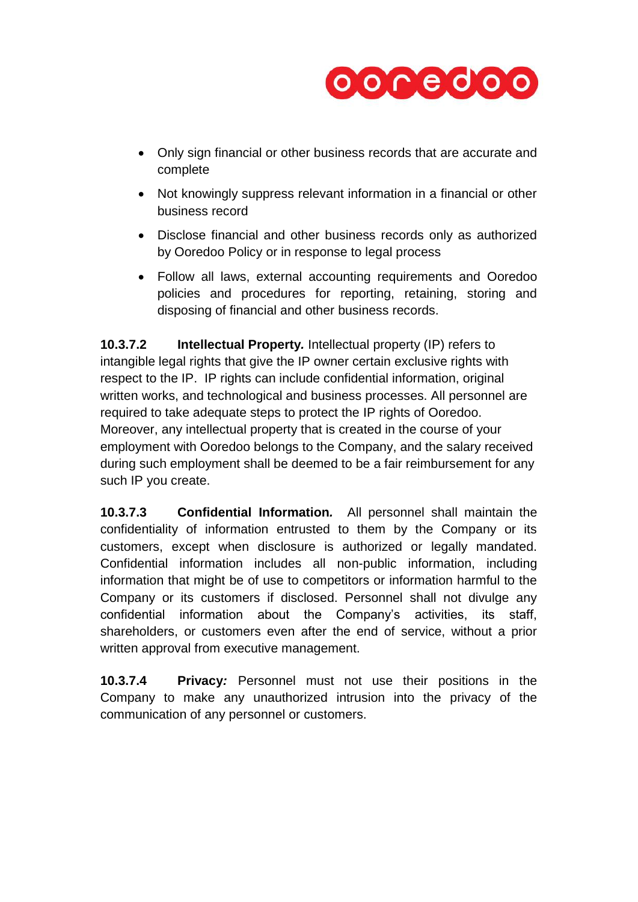- Only sign financial or other business records that are accurate and complete
- Not knowingly suppress relevant information in a financial or other business record
- Disclose financial and other business records only as authorized by Ooredoo Policy or in response to legal process
- Follow all laws, external accounting requirements and Ooredoo policies and procedures for reporting, retaining, storing and disposing of financial and other business records.

**10.3.7.2 Intellectual Property.** Intellectual property (IP) refers to intangible legal rights that give the IP owner certain exclusive rights with respect to the IP. IP rights can include confidential information, original written works, and technological and business processes. All personnel are required to take adequate steps to protect the IP rights of Ooredoo. Moreover, any intellectual property that is created in the course of your employment with Ooredoo belongs to the Company, and the salary received during such employment shall be deemed to be a fair reimbursement for any such IP you create.

**10.3.7.3 Confidential Information*.*** All personnel shall maintain the confidentiality of information entrusted to them by the Company or its customers, except when disclosure is authorized or legally mandated. Confidential information includes all non-public information, including information that might be of use to competitors or information harmful to the Company or its customers if disclosed. Personnel shall not divulge any confidential information about the Company's activities, its staff, shareholders, or customers even after the end of service, without a prior written approval from executive management.

**10.3.7.4 Privacy*:*** Personnel must not use their positions in the Company to make any unauthorized intrusion into the privacy of the communication of any personnel or customers.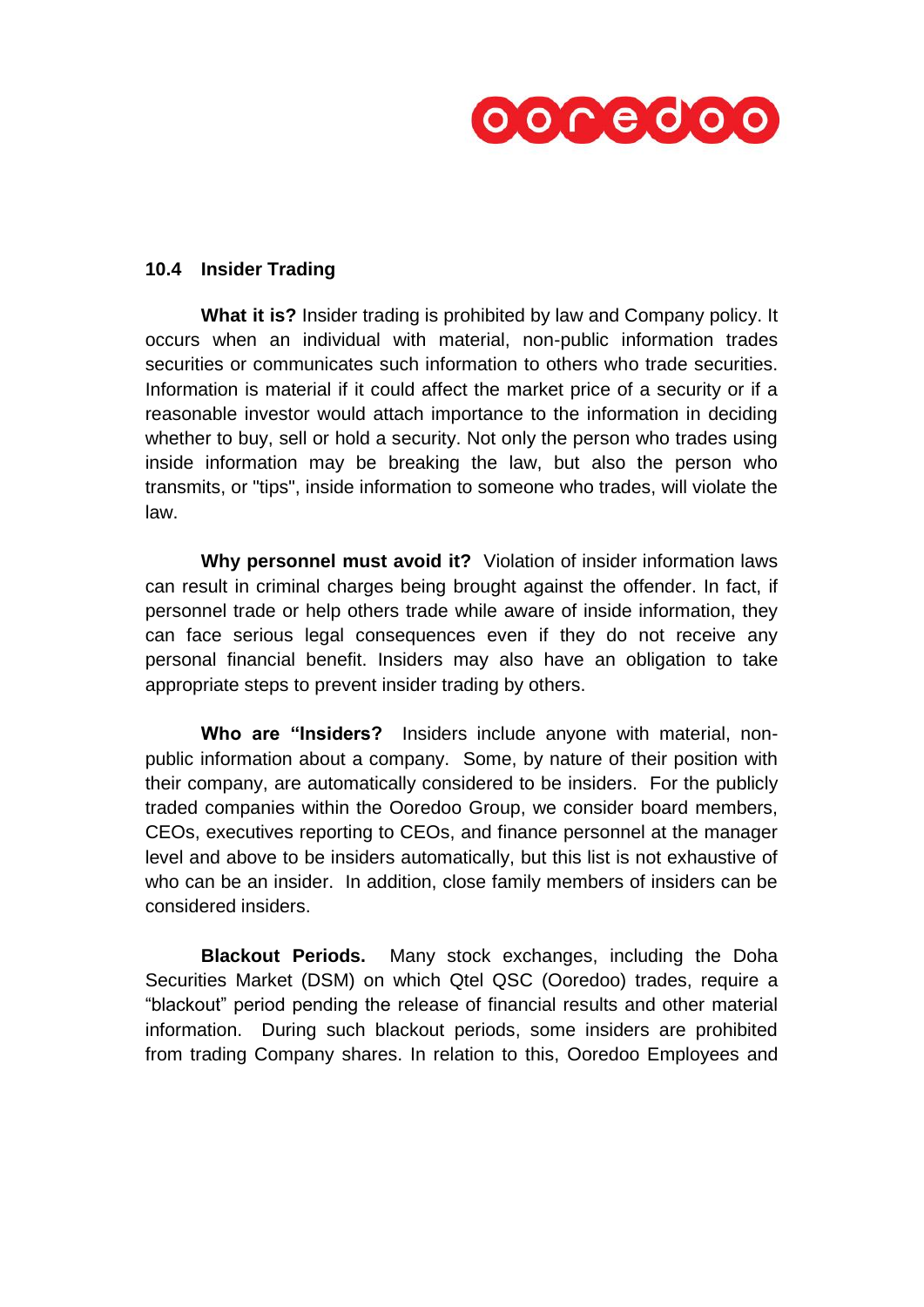### 10.4 Insider Trading

**What it is?** Insider trading is prohibited by law and Company policy. It occurs when an individual with material, non-public information trades securities or communicates such information to others who trade securities. Information is material if it could affect the market price of a security or if a reasonable investor would attach importance to the information in deciding whether to buy, sell or hold a security. Not only the person who trades using inside information may be breaking the law, but also the person who transmits, or "tips", inside information to someone who trades, will violate the law.

**Why personnel must avoid it?** Violation of insider information laws can result in criminal charges being brought against the offender. In fact, if personnel trade or help others trade while aware of inside information, they can face serious legal consequences even if they do not receive any personal financial benefit. Insiders may also have an obligation to take appropriate steps to prevent insider trading by others.

**Who are "Insiders?** Insiders include anyone with material, non-public information about a company. Some, by nature of their position with their company, are automatically considered to be insiders. For the publicly traded companies within the Ooredoo Group, we consider board members, CEOs, executives reporting to CEOs, and finance personnel at the manager level and above to be insiders automatically, but this list is not exhaustive of who can be an insider. In addition, close family members of insiders can be considered insiders.

**Blackout Periods.** Many stock exchanges, including the Doha Securities Market (DSM) on which Qtel QSC (Ooredoo) trades, require a "blackout" period pending the release of financial results and other material information. During such blackout periods, some insiders are prohibited from trading Company shares. In relation to this, Ooredoo Employees and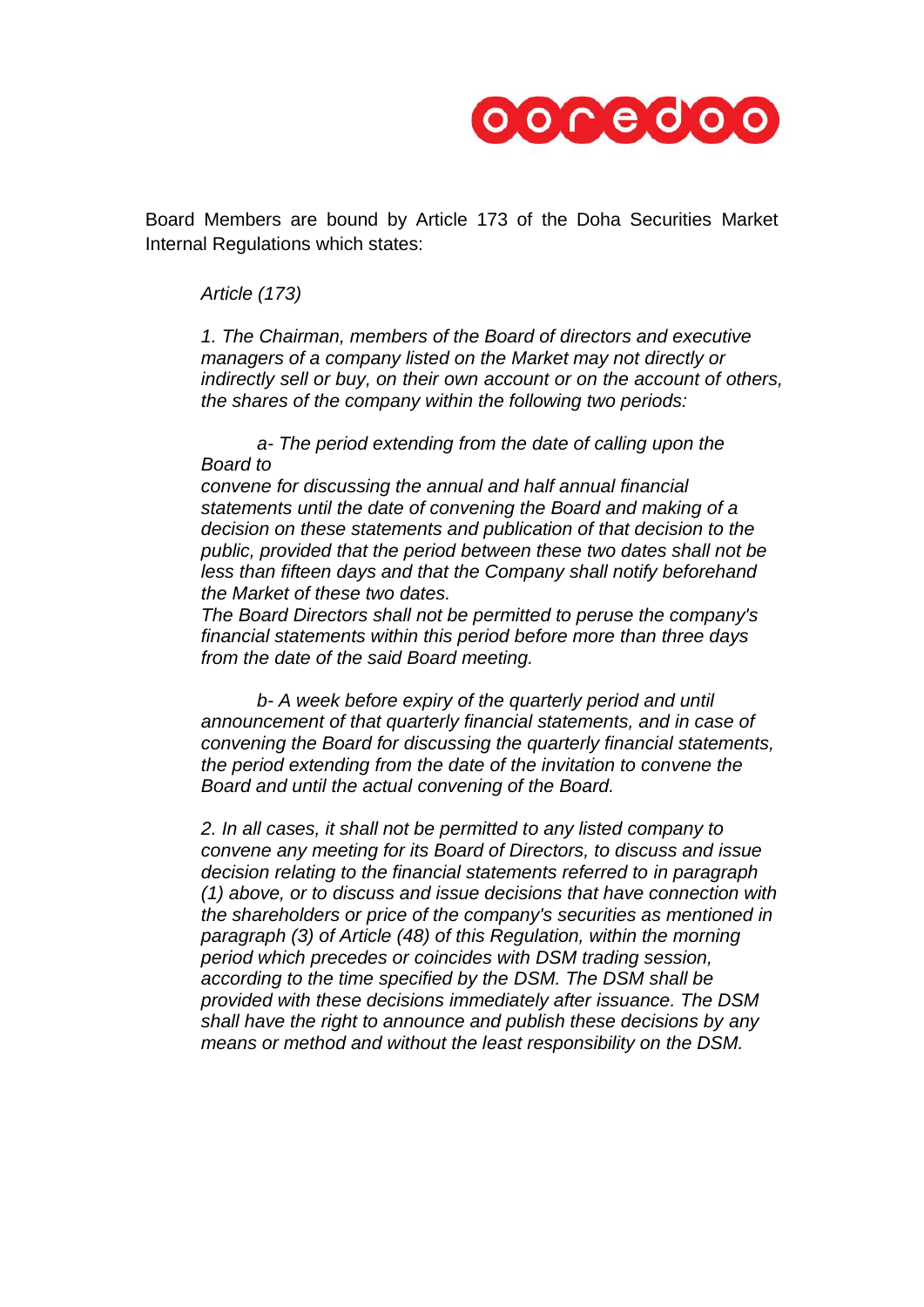Board Members are bound by Article 173 of the Doha Securities Market Internal Regulations which states:

*Article (173)*

*1. The Chairman, members of the Board of directors and executive managers of a company listed on the Market may not directly or indirectly sell or buy, on their own account or on the account of others, the shares of the company within the following two periods:*

*a- The period extending from the date of calling upon the Board to convene for discussing the annual and half annual financial statements until the date of convening the Board and making of a decision on these statements and publication of that decision to the public, provided that the period between these two dates shall not be less than fifteen days and that the Company shall notify beforehand the Market of these two dates.*
*The Board Directors shall not be permitted to peruse the company's financial statements within this period before more than three days from the date of the said Board meeting.*

*b- A week before expiry of the quarterly period and until announcement of that quarterly financial statements, and in case of convening the Board for discussing the quarterly financial statements, the period extending from the date of the invitation to convene the Board and until the actual convening of the Board.*

*2. In all cases, it shall not be permitted to any listed company to convene any meeting for its Board of Directors, to discuss and issue decision relating to the financial statements referred to in paragraph (1) above, or to discuss and issue decisions that have connection with the shareholders or price of the company's securities as mentioned in paragraph (3) of Article (48) of this Regulation, within the morning period which precedes or coincides with DSM trading session, according to the time specified by the DSM. The DSM shall be provided with these decisions immediately after issuance. The DSM shall have the right to announce and publish these decisions by any means or method and without the least responsibility on the DSM.*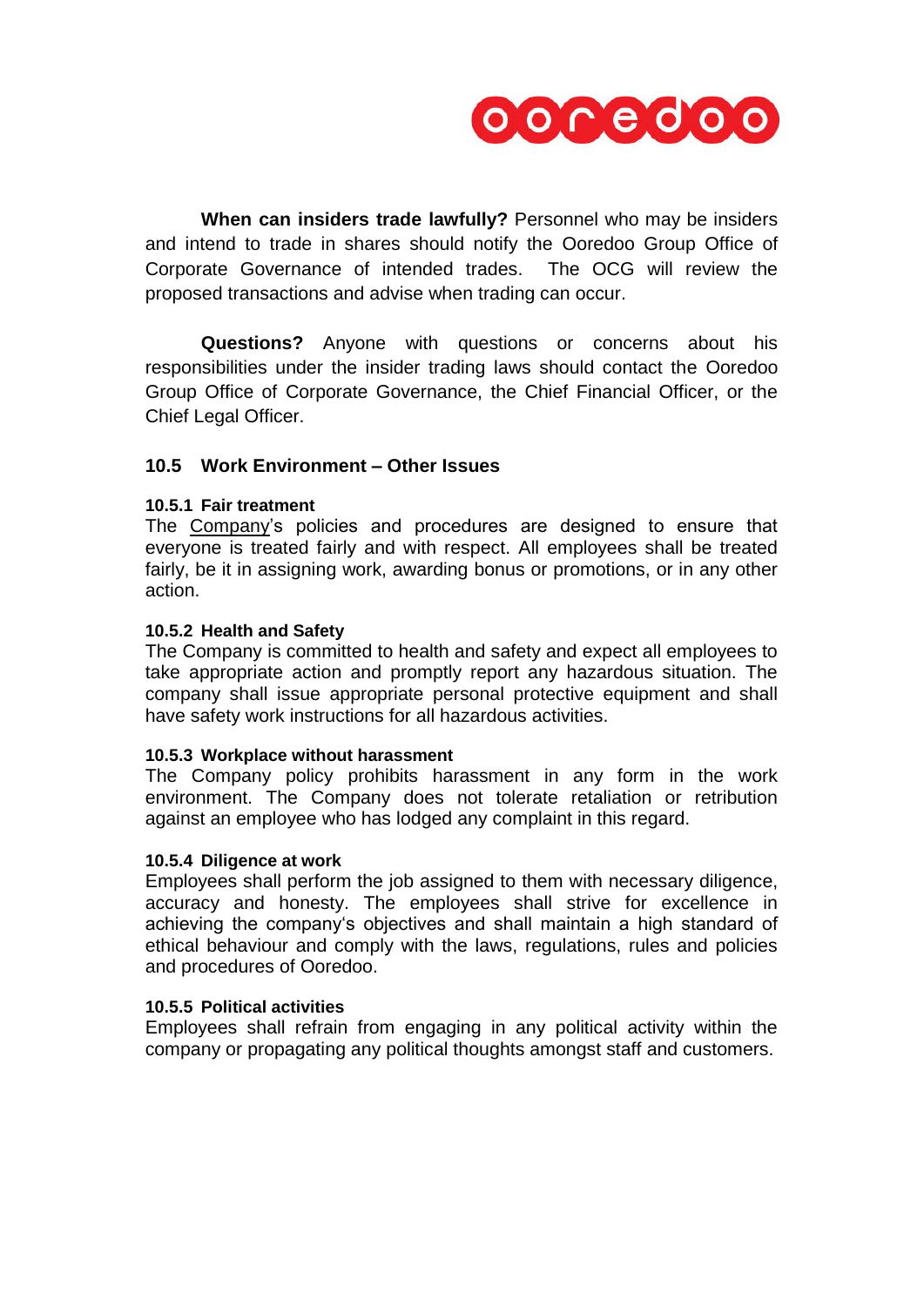**When can insiders trade lawfully?** Personnel who may be insiders and intend to trade in shares should notify the Ooredoo Group Office of Corporate Governance of intended trades. The OCG will review the proposed transactions and advise when trading can occur.

**Questions?** Anyone with questions or concerns about his responsibilities under the insider trading laws should contact the Ooredoo Group Office of Corporate Governance, the Chief Financial Officer, or the Chief Legal Officer.

## 10.5 Work Environment – Other Issues

### 10.5.1 Fair treatment

The Company's policies and procedures are designed to ensure that everyone is treated fairly and with respect. All employees shall be treated fairly, be it in assigning work, awarding bonus or promotions, or in any other action.

### 10.5.2 Health and Safety

The Company is committed to health and safety and expect all employees to take appropriate action and promptly report any hazardous situation. The company shall issue appropriate personal protective equipment and shall have safety work instructions for all hazardous activities.

### 10.5.3 Workplace without harassment

The Company policy prohibits harassment in any form in the work environment. The Company does not tolerate retaliation or retribution against an employee who has lodged any complaint in this regard.

### 10.5.4 Diligence at work

Employees shall perform the job assigned to them with necessary diligence, accuracy and honesty. The employees shall strive for excellence in achieving the company's objectives and shall maintain a high standard of ethical behaviour and comply with the laws, regulations, rules and policies and procedures of Ooredoo.

### 10.5.5 Political activities

Employees shall refrain from engaging in any political activity within the company or propagating any political thoughts amongst staff and customers.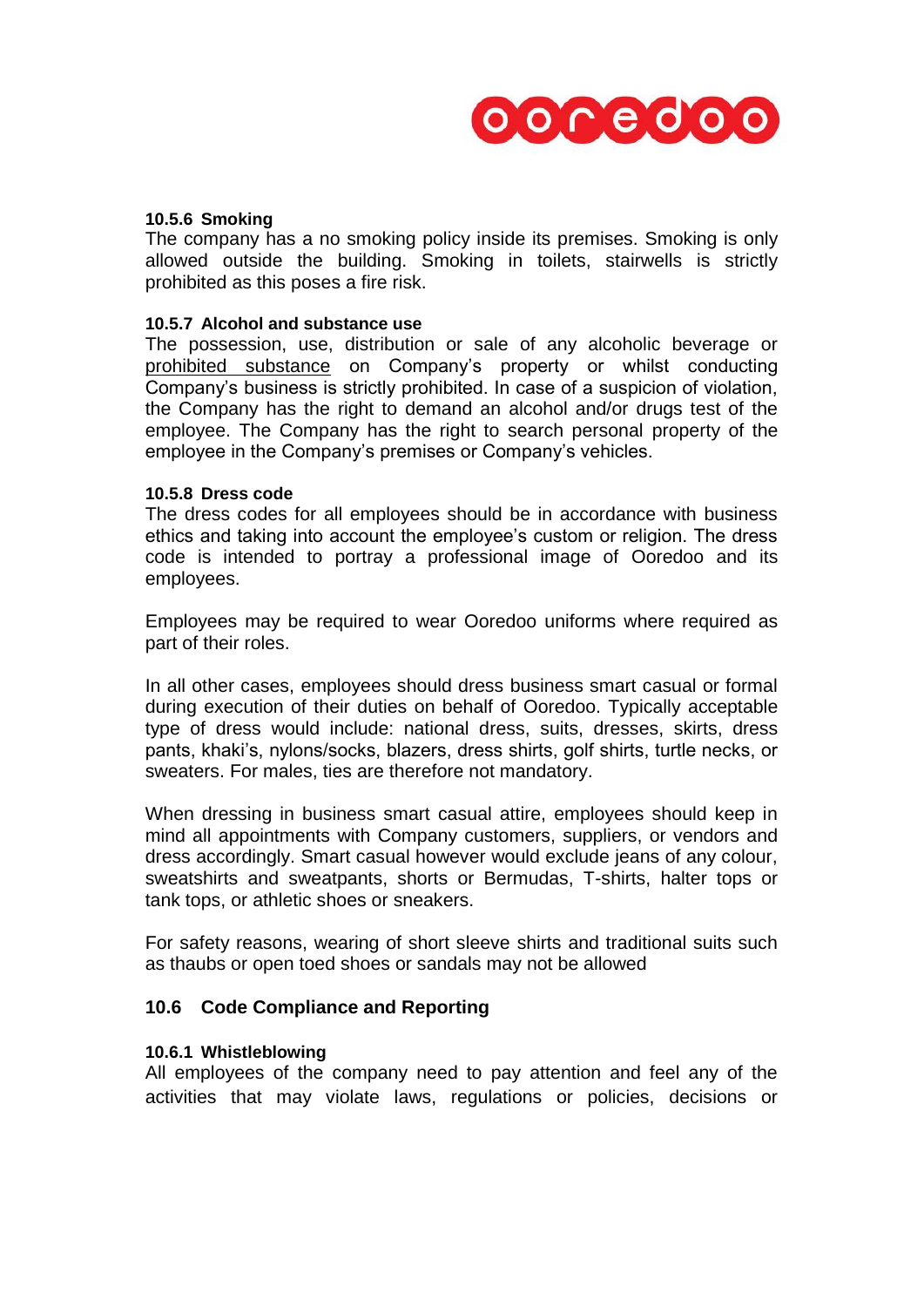#### 10.5.6 Smoking

The company has a no smoking policy inside its premises. Smoking is only allowed outside the building. Smoking in toilets, stairwells is strictly prohibited as this poses a fire risk.

#### 10.5.7 Alcohol and substance use

The possession, use, distribution or sale of any alcoholic beverage or prohibited substance on Company's property or whilst conducting Company's business is strictly prohibited. In case of a suspicion of violation, the Company has the right to demand an alcohol and/or drugs test of the employee. The Company has the right to search personal property of the employee in the Company's premises or Company's vehicles.

#### 10.5.8 Dress code

The dress codes for all employees should be in accordance with business ethics and taking into account the employee's custom or religion. The dress code is intended to portray a professional image of Ooredoo and its employees.

Employees may be required to wear Ooredoo uniforms where required as part of their roles.

In all other cases, employees should dress business smart casual or formal during execution of their duties on behalf of Ooredoo. Typically acceptable type of dress would include: national dress, suits, dresses, skirts, dress pants, khaki's, nylons/socks, blazers, dress shirts, golf shirts, turtle necks, or sweaters. For males, ties are therefore not mandatory.

When dressing in business smart casual attire, employees should keep in mind all appointments with Company customers, suppliers, or vendors and dress accordingly. Smart casual however would exclude jeans of any colour, sweatshirts and sweatpants, shorts or Bermudas, T-shirts, halter tops or tank tops, or athletic shoes or sneakers.

For safety reasons, wearing of short sleeve shirts and traditional suits such as thaubs or open toed shoes or sandals may not be allowed

### 10.6 Code Compliance and Reporting

#### 10.6.1 Whistleblowing

All employees of the company need to pay attention and feel any of the activities that may violate laws, regulations or policies, decisions or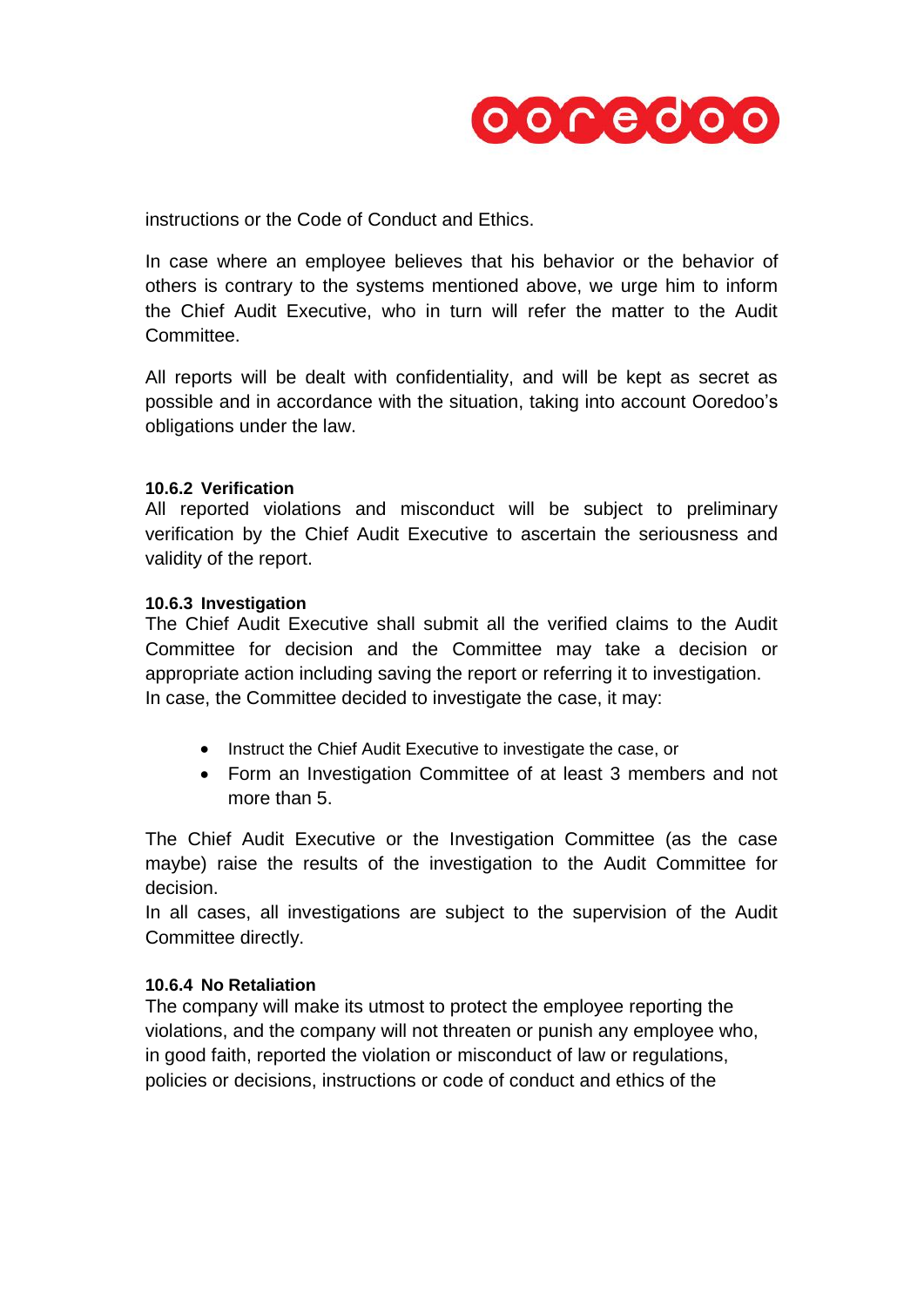instructions or the Code of Conduct and Ethics.

In case where an employee believes that his behavior or the behavior of others is contrary to the systems mentioned above, we urge him to inform the Chief Audit Executive, who in turn will refer the matter to the Audit Committee.

All reports will be dealt with confidentiality, and will be kept as secret as possible and in accordance with the situation, taking into account Ooredoo's obligations under the law.

#### 10.6.2 Verification

All reported violations and misconduct will be subject to preliminary verification by the Chief Audit Executive to ascertain the seriousness and validity of the report.

#### 10.6.3 Investigation

The Chief Audit Executive shall submit all the verified claims to the Audit Committee for decision and the Committee may take a decision or appropriate action including saving the report or referring it to investigation.
In case, the Committee decided to investigate the case, it may:

- Instruct the Chief Audit Executive to investigate the case, or
- Form an Investigation Committee of at least 3 members and not more than 5.

The Chief Audit Executive or the Investigation Committee (as the case maybe) raise the results of the investigation to the Audit Committee for decision.
In all cases, all investigations are subject to the supervision of the Audit Committee directly.

#### 10.6.4 No Retaliation

The company will make its utmost to protect the employee reporting the violations, and the company will not threaten or punish any employee who, in good faith, reported the violation or misconduct of law or regulations, policies or decisions, instructions or code of conduct and ethics of the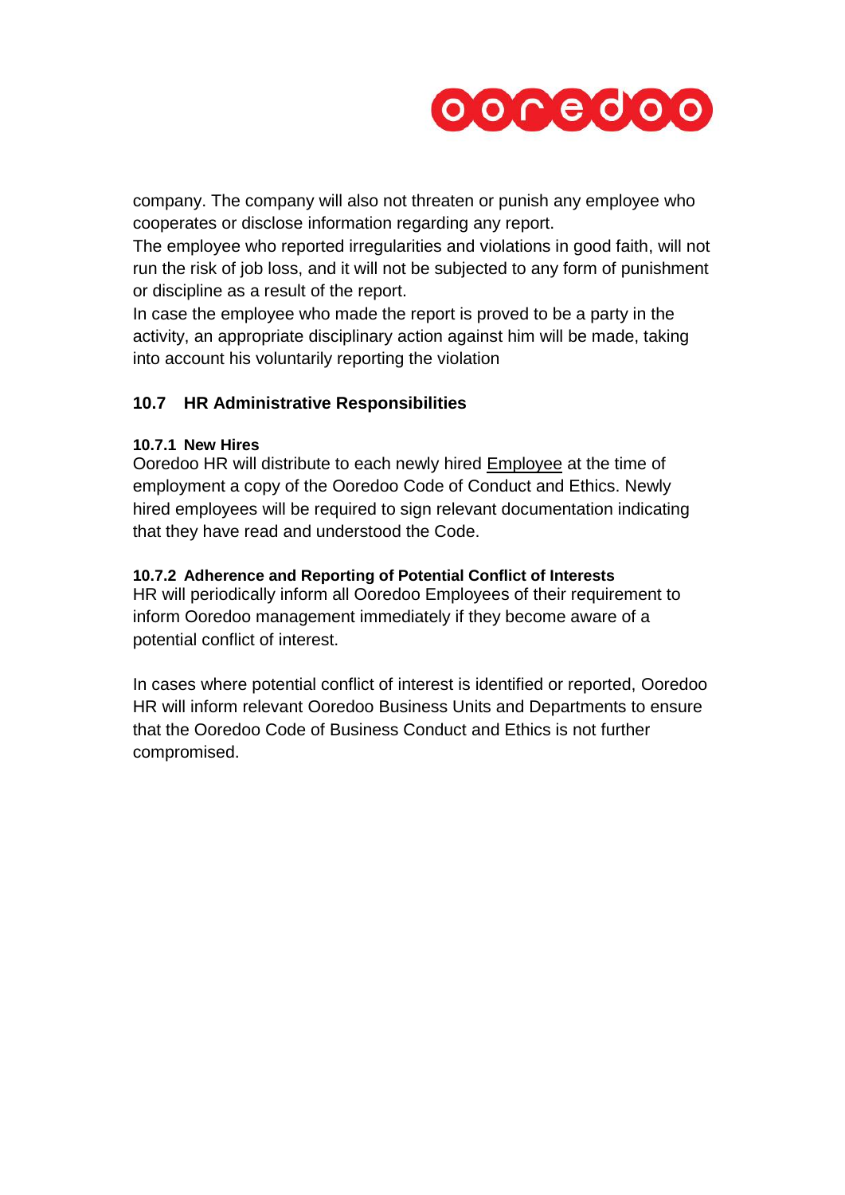company. The company will also not threaten or punish any employee who cooperates or disclose information regarding any report.
The employee who reported irregularities and violations in good faith, will not run the risk of job loss, and it will not be subjected to any form of punishment or discipline as a result of the report.
In case the employee who made the report is proved to be a party in the activity, an appropriate disciplinary action against him will be made, taking into account his voluntarily reporting the violation

## 10.7 HR Administrative Responsibilities

### 10.7.1 New Hires

Ooredoo HR will distribute to each newly hired Employee at the time of employment a copy of the Ooredoo Code of Conduct and Ethics. Newly hired employees will be required to sign relevant documentation indicating that they have read and understood the Code.

### 10.7.2 Adherence and Reporting of Potential Conflict of Interests

HR will periodically inform all Ooredoo Employees of their requirement to inform Ooredoo management immediately if they become aware of a potential conflict of interest.

In cases where potential conflict of interest is identified or reported, Ooredoo HR will inform relevant Ooredoo Business Units and Departments to ensure that the Ooredoo Code of Business Conduct and Ethics is not further compromised.